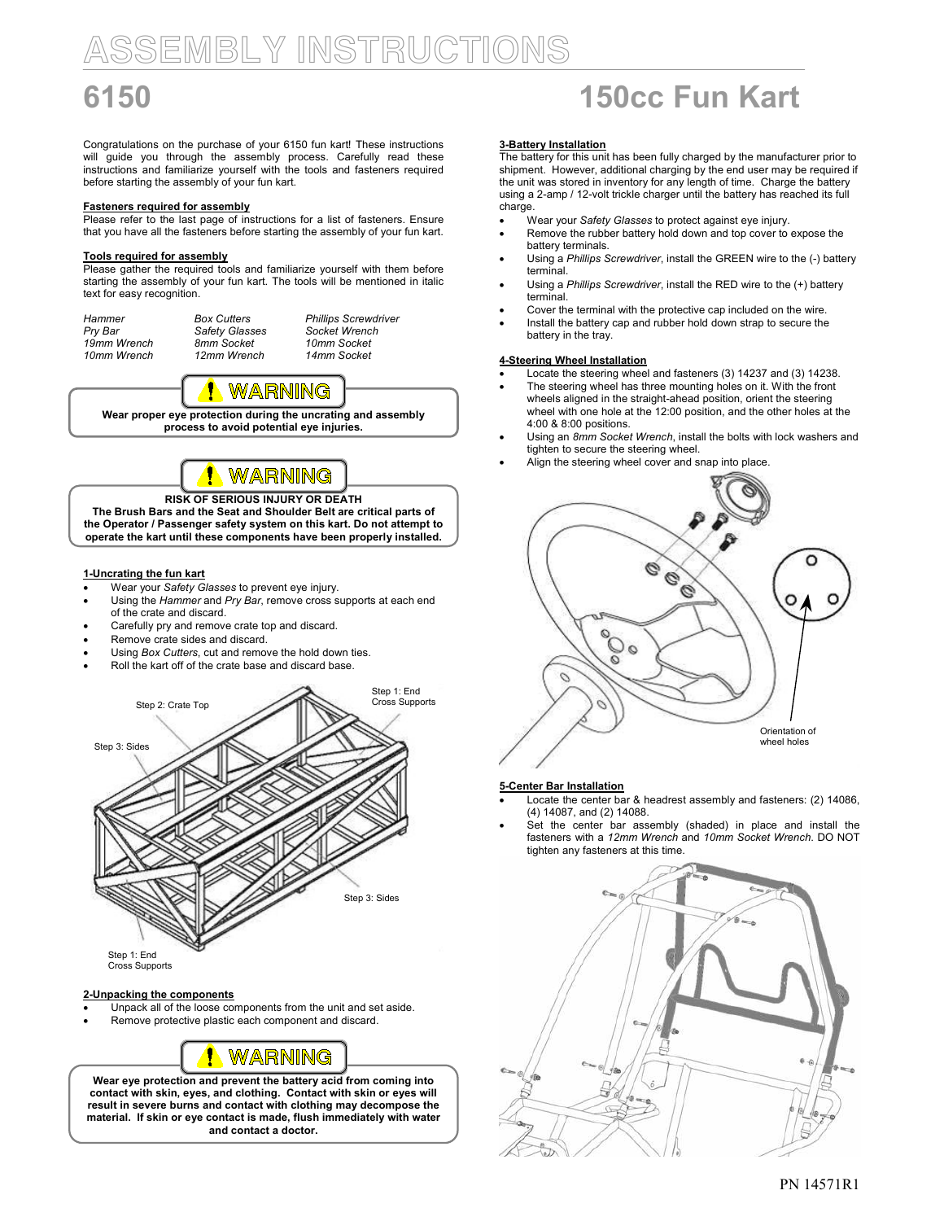# ASSEMBLY INSTRUCTIONS

# 6150 150cc Fun Kart

Congratulations on the purchase of your 6150 fun kart! These instructions will guide you through the assembly process. Carefully read these instructions and familiarize yourself with the tools and fasteners required before starting the assembly of your fun kart.

**Fasteners required for assembly**

Please refer to the last page of instructions for a list of fasteners. Ensure that you have all the fasteners before starting the assembly of your fun kart.

**Tools required for assembly**

Please gather the required tools and familiarize yourself with them before starting the assembly of your fun kart. The tools will be mentioned in italic text for easy recognition.

| | | |
|---|---|---|
| *Hammer* | *Box Cutters* | *Phillips Screwdriver* |
| *Pry Bar* | *Safety Glasses* | *Socket Wrench* |
| *19mm Wrench* | *8mm Socket* | *10mm Socket* |
| *10mm Wrench* | *12mm Wrench* | *14mm Socket* |

**WARNING**

**Wear proper eye protection during the uncrating and assembly process to avoid potential eye injuries.**

**WARNING**

**RISK OF SERIOUS INJURY OR DEATH**
**The Brush Bars and the Seat and Shoulder Belt are critical parts of the Operator / Passenger safety system on this kart. Do not attempt to operate the kart until these components have been properly installed.**

**1-Uncrating the fun kart**

- Wear your *Safety Glasses* to prevent eye injury.
- Using the *Hammer* and *Pry Bar*, remove cross supports at each end of the crate and discard.
- Carefully pry and remove crate top and discard.
- Remove crate sides and discard.
- Using *Box Cutters*, cut and remove the hold down ties.
- Roll the kart off of the crate base and discard base.

Step 1: End Cross Supports
Step 2: Crate Top
Step 3: Sides
Step 3: Sides
Step 1: End Cross Supports

**2-Unpacking the components**

- Unpack all of the loose components from the unit and set aside.
- Remove protective plastic each component and discard.

**WARNING**

**Wear eye protection and prevent the battery acid from coming into contact with skin, eyes, and clothing. Contact with skin or eyes will result in severe burns and contact with clothing may decompose the material. If skin or eye contact is made, flush immediately with water and contact a doctor.**

**3-Battery Installation**

The battery for this unit has been fully charged by the manufacturer prior to shipment. However, additional charging by the end user may be required if the unit was stored in inventory for any length of time. Charge the battery using a 2-amp / 12-volt trickle charger until the battery has reached its full charge.

- Wear your *Safety Glasses* to protect against eye injury.
- Remove the rubber battery hold down and top cover to expose the battery terminals.
- Using a *Phillips Screwdriver*, install the GREEN wire to the (-) battery terminal.
- Using a *Phillips Screwdriver*, install the RED wire to the (+) battery terminal.
- Cover the terminal with the protective cap included on the wire.
- Install the battery cap and rubber hold down strap to secure the battery in the tray.

**4-Steering Wheel Installation**

- Locate the steering wheel and fasteners (3) 14237 and (3) 14238.
- The steering wheel has three mounting holes on it. With the front wheels aligned in the straight-ahead position, orient the steering wheel with one hole at the 12:00 position, and the other holes at the 4:00 & 8:00 positions.
- Using an *8mm Socket Wrench*, install the bolts with lock washers and tighten to secure the steering wheel.
- Align the steering wheel cover and snap into place.

Orientation of wheel holes

**5-Center Bar Installation**

- Locate the center bar & headrest assembly and fasteners: (2) 14086, (4) 14087, and (2) 14088.
- Set the center bar assembly (shaded) in place and install the fasteners with a *12mm Wrench* and *10mm Socket Wrench*. DO NOT tighten any fasteners at this time.

PN 14571R1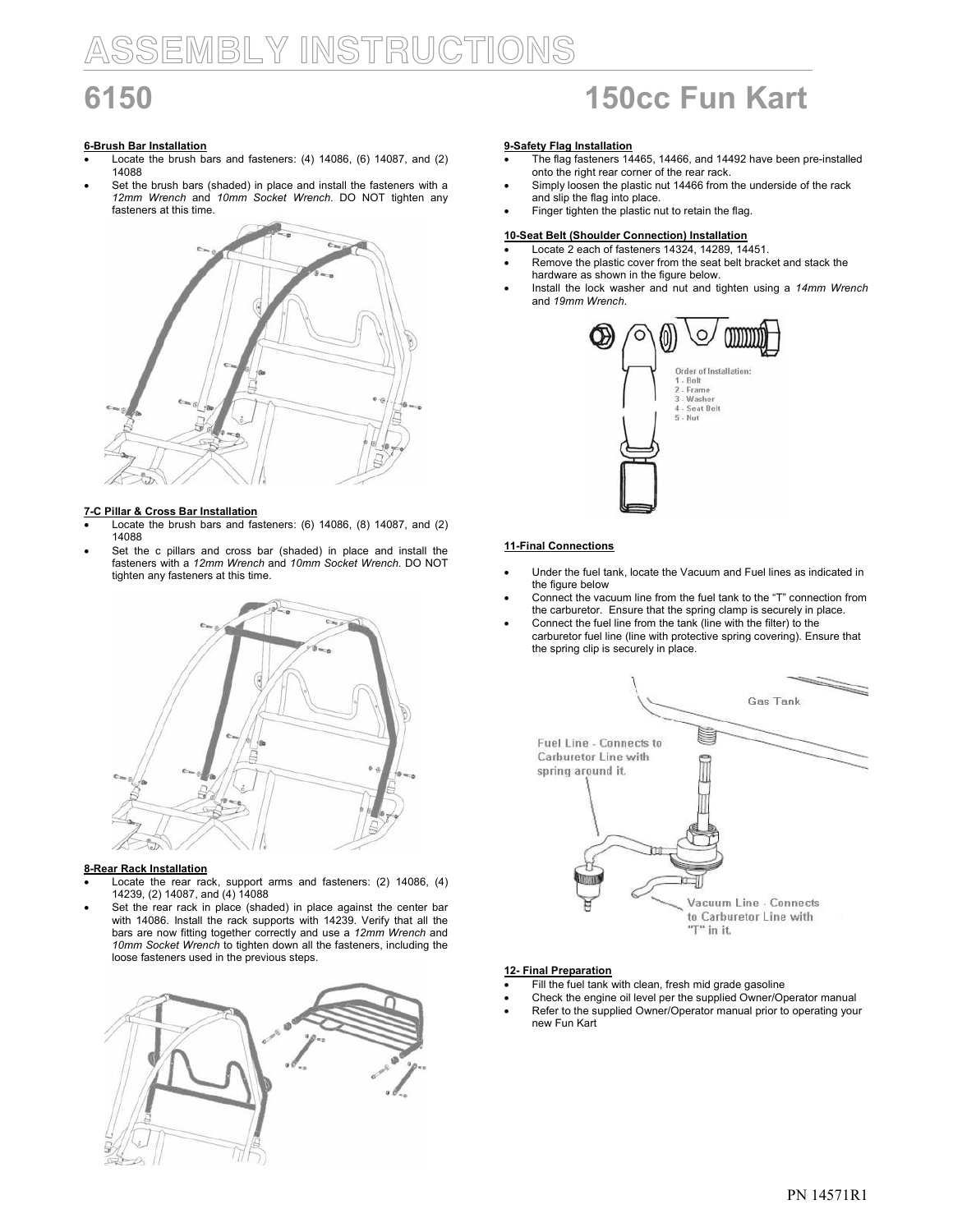# ASSEMBLY INSTRUCTIONS

# 6150 150cc Fun Kart

**6-Brush Bar Installation**

- Locate the brush bars and fasteners: (4) 14086, (6) 14087, and (2) 14088
- Set the brush bars (shaded) in place and install the fasteners with a *12mm Wrench* and *10mm Socket Wrench*. DO NOT tighten any fasteners at this time.

**7-C Pillar & Cross Bar Installation**

- Locate the brush bars and fasteners: (6) 14086, (8) 14087, and (2) 14088
- Set the c pillars and cross bar (shaded) in place and install the fasteners with a *12mm Wrench* and *10mm Socket Wrench*. DO NOT tighten any fasteners at this time.

**8-Rear Rack Installation**

- Locate the rear rack, support arms and fasteners: (2) 14086, (4) 14239, (2) 14087, and (4) 14088
- Set the rear rack in place (shaded) in place against the center bar with 14086. Install the rack supports with 14239. Verify that all the bars are now fitting together correctly and use a *12mm Wrench* and *10mm Socket Wrench* to tighten down all the fasteners, including the loose fasteners used in the previous steps.

**9-Safety Flag Installation**

- The flag fasteners 14465, 14466, and 14492 have been pre-installed onto the right rear corner of the rear rack.
- Simply loosen the plastic nut 14466 from the underside of the rack and slip the flag into place.
- Finger tighten the plastic nut to retain the flag.

**10-Seat Belt (Shoulder Connection) Installation**

- Locate 2 each of fasteners 14324, 14289, 14451.
- Remove the plastic cover from the seat belt bracket and stack the hardware as shown in the figure below.
- Install the lock washer and nut and tighten using a *14mm Wrench* and *19mm Wrench*.

Order of Installation:
1 - Bolt
2 - Frame
3 - Washer
4 - Seat Belt
5 - Nut

**11-Final Connections**

- Under the fuel tank, locate the Vacuum and Fuel lines as indicated in the figure below
- Connect the vacuum line from the fuel tank to the "T" connection from the carburetor. Ensure that the spring clamp is securely in place.
- Connect the fuel line from the tank (line with the filter) to the carburetor fuel line (line with protective spring covering). Ensure that the spring clip is securely in place.

Gas Tank

Fuel Line - Connects to Carburetor Line with spring around it.

Vacuum Line - Connects to Carburetor Line with "T" in it.

**12- Final Preparation**

- Fill the fuel tank with clean, fresh mid grade gasoline
- Check the engine oil level per the supplied Owner/Operator manual
- Refer to the supplied Owner/Operator manual prior to operating your new Fun Kart

PN 14571R1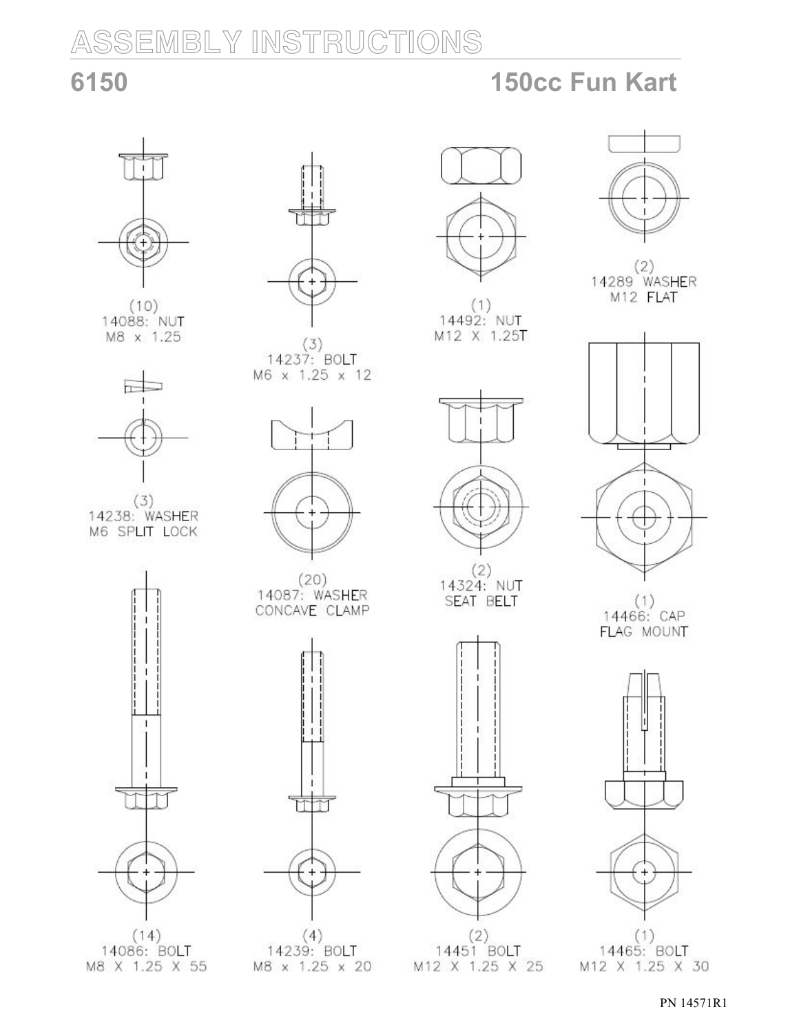# ASSEMBLY INSTRUCTIONS

## 6150 150cc Fun Kart

(10)
14088: NUT
M8 x 1.25

(3)
14237: BOLT
M6 x 1.25 x 12

(1)
14492: NUT
M12 X 1.25T

(2)
14289 WASHER
M12 FLAT

(3)
14238: WASHER
M6 SPLIT LOCK

(20)
14087: WASHER
CONCAVE CLAMP

(2)
14324: NUT
SEAT BELT

(1)
14466: CAP
FLAG MOUNT

(14)
14086: BOLT
M8 X 1.25 X 55

(4)
14239: BOLT
M8 x 1.25 x 20

(2)
14451 BOLT
M12 X 1.25 X 25

(1)
14465: BOLT
M12 X 1.25 X 30

PN 14571R1